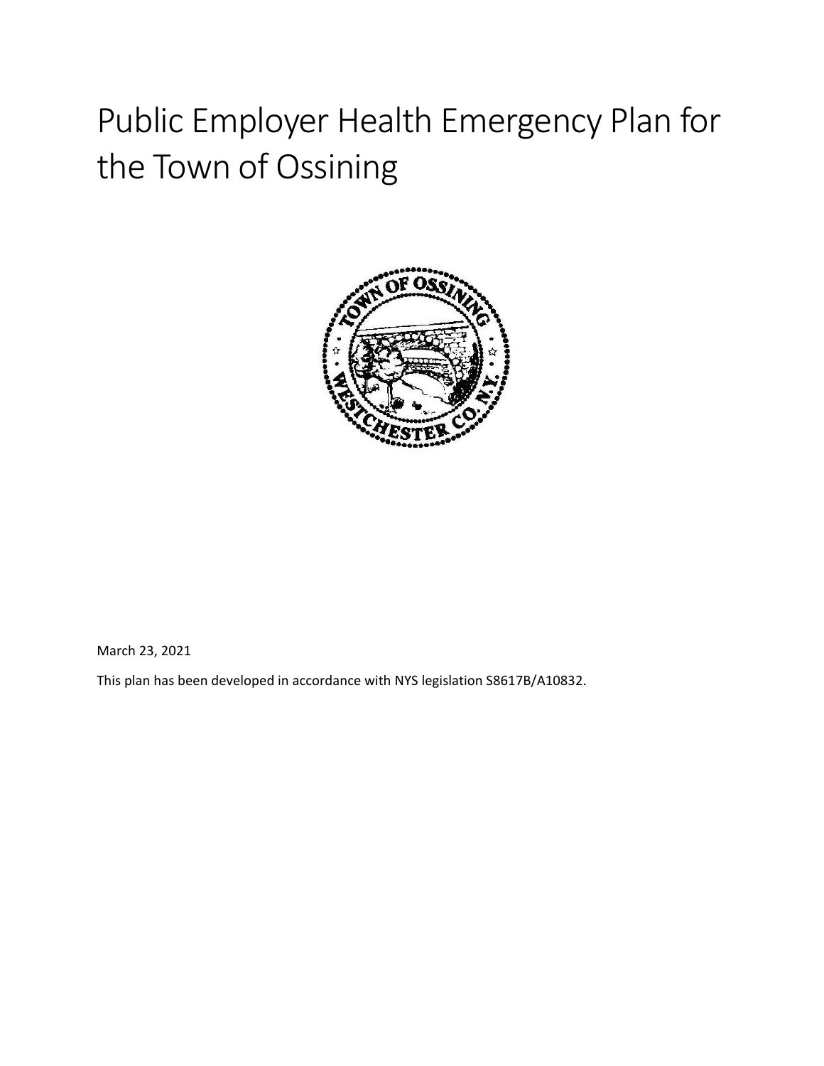# Public Employer Health Emergency Plan for the Town of Ossining

March 23, 2021

This plan has been developed in accordance with NYS legislation S8617B/A10832.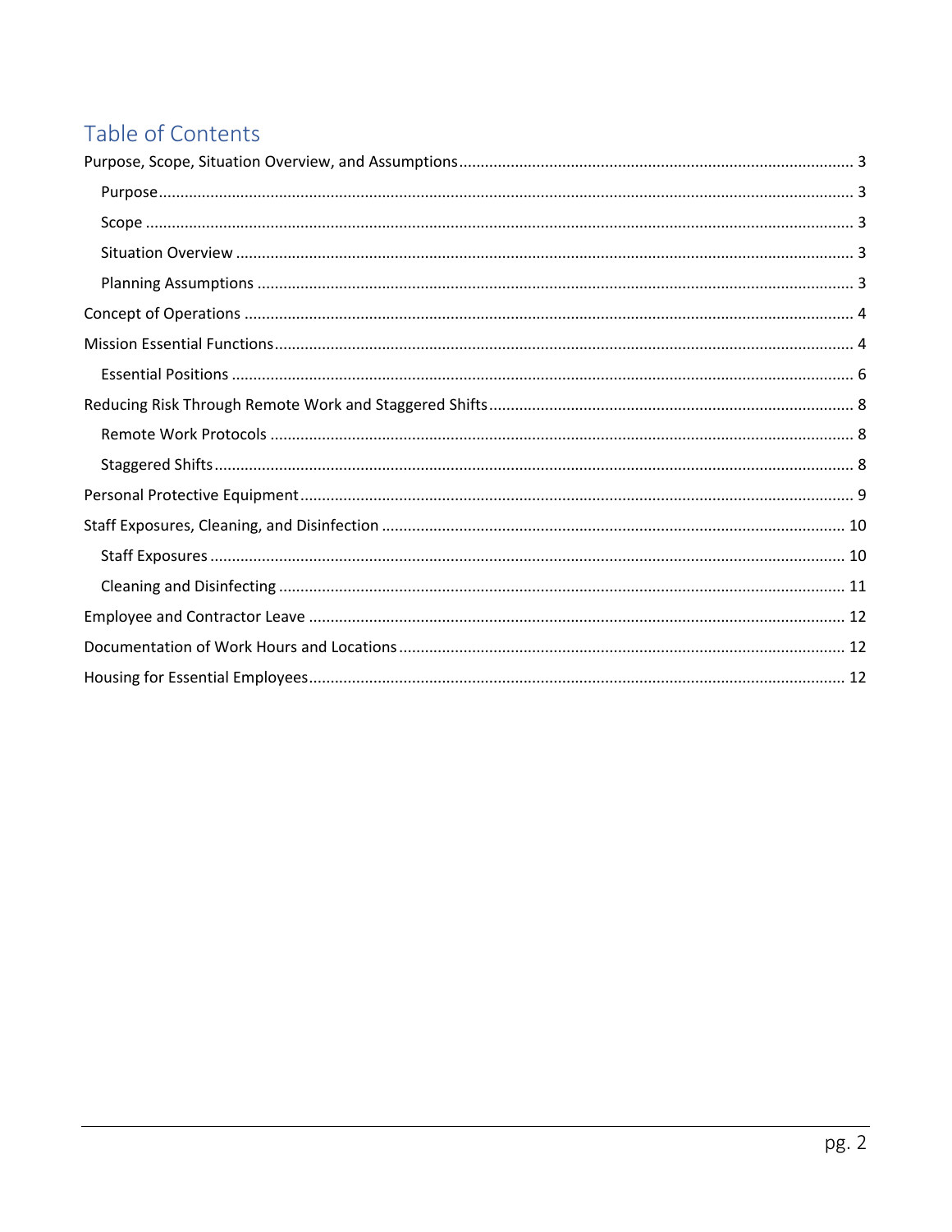# Table of Contents

- Purpose, Scope, Situation Overview, and Assumptions ..... 3
  - Purpose ..... 3
  - Scope ..... 3
  - Situation Overview ..... 3
  - Planning Assumptions ..... 3
- Concept of Operations ..... 4
- Mission Essential Functions ..... 4
  - Essential Positions ..... 6
- Reducing Risk Through Remote Work and Staggered Shifts ..... 8
  - Remote Work Protocols ..... 8
  - Staggered Shifts ..... 8
- Personal Protective Equipment ..... 9
- Staff Exposures, Cleaning, and Disinfection ..... 10
  - Staff Exposures ..... 10
  - Cleaning and Disinfecting ..... 11
- Employee and Contractor Leave ..... 12
- Documentation of Work Hours and Locations ..... 12
- Housing for Essential Employees ..... 12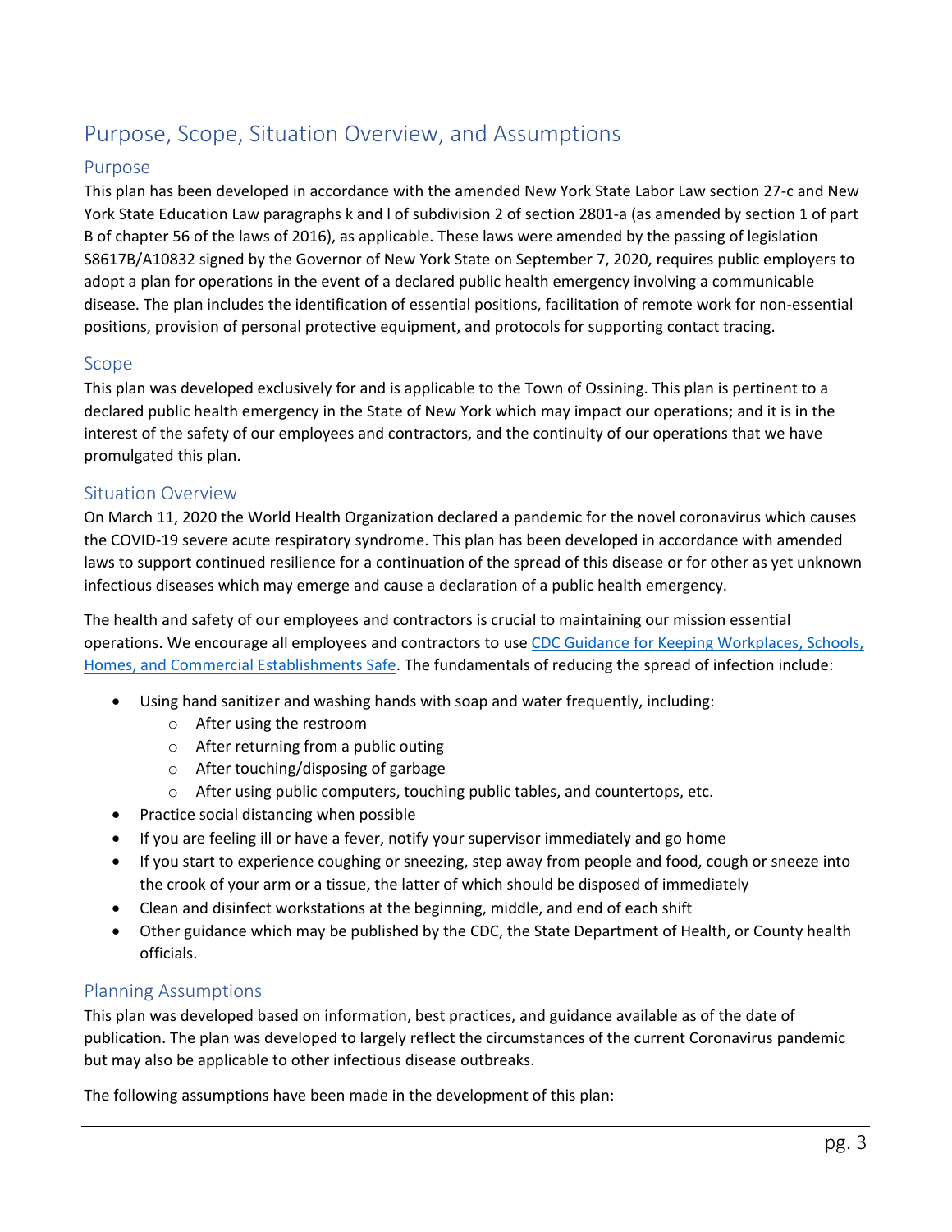# Purpose, Scope, Situation Overview, and Assumptions

## Purpose

This plan has been developed in accordance with the amended New York State Labor Law section 27-c and New York State Education Law paragraphs k and l of subdivision 2 of section 2801-a (as amended by section 1 of part B of chapter 56 of the laws of 2016), as applicable. These laws were amended by the passing of legislation S8617B/A10832 signed by the Governor of New York State on September 7, 2020, requires public employers to adopt a plan for operations in the event of a declared public health emergency involving a communicable disease. The plan includes the identification of essential positions, facilitation of remote work for non-essential positions, provision of personal protective equipment, and protocols for supporting contact tracing.

## Scope

This plan was developed exclusively for and is applicable to the Town of Ossining. This plan is pertinent to a declared public health emergency in the State of New York which may impact our operations; and it is in the interest of the safety of our employees and contractors, and the continuity of our operations that we have promulgated this plan.

## Situation Overview

On March 11, 2020 the World Health Organization declared a pandemic for the novel coronavirus which causes the COVID-19 severe acute respiratory syndrome. This plan has been developed in accordance with amended laws to support continued resilience for a continuation of the spread of this disease or for other as yet unknown infectious diseases which may emerge and cause a declaration of a public health emergency.

The health and safety of our employees and contractors is crucial to maintaining our mission essential operations. We encourage all employees and contractors to use [CDC Guidance for Keeping Workplaces, Schools, Homes, and Commercial Establishments Safe](). The fundamentals of reducing the spread of infection include:

- Using hand sanitizer and washing hands with soap and water frequently, including:
  - After using the restroom
  - After returning from a public outing
  - After touching/disposing of garbage
  - After using public computers, touching public tables, and countertops, etc.
- Practice social distancing when possible
- If you are feeling ill or have a fever, notify your supervisor immediately and go home
- If you start to experience coughing or sneezing, step away from people and food, cough or sneeze into the crook of your arm or a tissue, the latter of which should be disposed of immediately
- Clean and disinfect workstations at the beginning, middle, and end of each shift
- Other guidance which may be published by the CDC, the State Department of Health, or County health officials.

## Planning Assumptions

This plan was developed based on information, best practices, and guidance available as of the date of publication. The plan was developed to largely reflect the circumstances of the current Coronavirus pandemic but may also be applicable to other infectious disease outbreaks.

The following assumptions have been made in the development of this plan: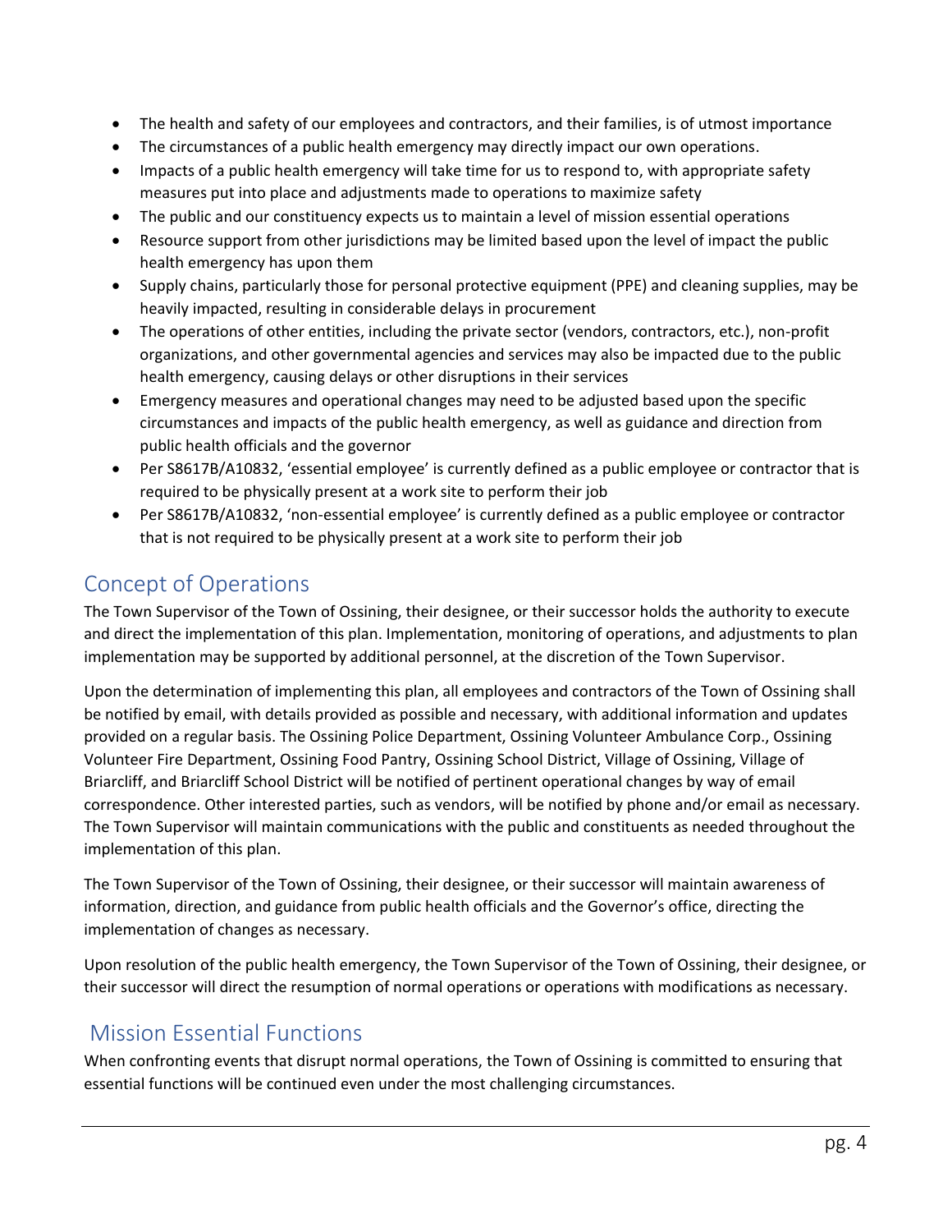- The health and safety of our employees and contractors, and their families, is of utmost importance
- The circumstances of a public health emergency may directly impact our own operations.
- Impacts of a public health emergency will take time for us to respond to, with appropriate safety measures put into place and adjustments made to operations to maximize safety
- The public and our constituency expects us to maintain a level of mission essential operations
- Resource support from other jurisdictions may be limited based upon the level of impact the public health emergency has upon them
- Supply chains, particularly those for personal protective equipment (PPE) and cleaning supplies, may be heavily impacted, resulting in considerable delays in procurement
- The operations of other entities, including the private sector (vendors, contractors, etc.), non-profit organizations, and other governmental agencies and services may also be impacted due to the public health emergency, causing delays or other disruptions in their services
- Emergency measures and operational changes may need to be adjusted based upon the specific circumstances and impacts of the public health emergency, as well as guidance and direction from public health officials and the governor
- Per S8617B/A10832, 'essential employee' is currently defined as a public employee or contractor that is required to be physically present at a work site to perform their job
- Per S8617B/A10832, 'non-essential employee' is currently defined as a public employee or contractor that is not required to be physically present at a work site to perform their job

## Concept of Operations

The Town Supervisor of the Town of Ossining, their designee, or their successor holds the authority to execute and direct the implementation of this plan. Implementation, monitoring of operations, and adjustments to plan implementation may be supported by additional personnel, at the discretion of the Town Supervisor.

Upon the determination of implementing this plan, all employees and contractors of the Town of Ossining shall be notified by email, with details provided as possible and necessary, with additional information and updates provided on a regular basis. The Ossining Police Department, Ossining Volunteer Ambulance Corp., Ossining Volunteer Fire Department, Ossining Food Pantry, Ossining School District, Village of Ossining, Village of Briarcliff, and Briarcliff School District will be notified of pertinent operational changes by way of email correspondence. Other interested parties, such as vendors, will be notified by phone and/or email as necessary. The Town Supervisor will maintain communications with the public and constituents as needed throughout the implementation of this plan.

The Town Supervisor of the Town of Ossining, their designee, or their successor will maintain awareness of information, direction, and guidance from public health officials and the Governor's office, directing the implementation of changes as necessary.

Upon resolution of the public health emergency, the Town Supervisor of the Town of Ossining, their designee, or their successor will direct the resumption of normal operations or operations with modifications as necessary.

## Mission Essential Functions

When confronting events that disrupt normal operations, the Town of Ossining is committed to ensuring that essential functions will be continued even under the most challenging circumstances.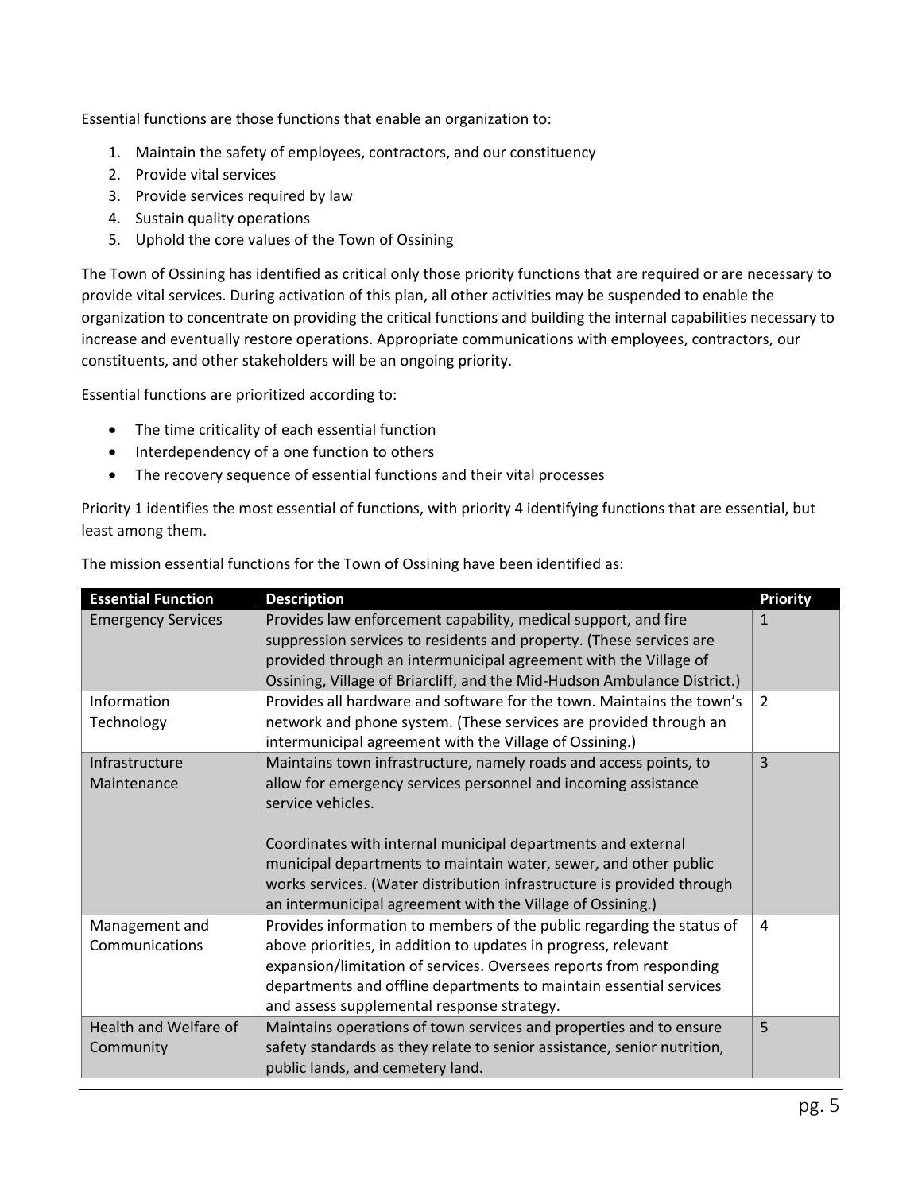Essential functions are those functions that enable an organization to:

1. Maintain the safety of employees, contractors, and our constituency
2. Provide vital services
3. Provide services required by law
4. Sustain quality operations
5. Uphold the core values of the Town of Ossining

The Town of Ossining has identified as critical only those priority functions that are required or are necessary to provide vital services. During activation of this plan, all other activities may be suspended to enable the organization to concentrate on providing the critical functions and building the internal capabilities necessary to increase and eventually restore operations. Appropriate communications with employees, contractors, our constituents, and other stakeholders will be an ongoing priority.

Essential functions are prioritized according to:

- The time criticality of each essential function
- Interdependency of a one function to others
- The recovery sequence of essential functions and their vital processes

Priority 1 identifies the most essential of functions, with priority 4 identifying functions that are essential, but least among them.

The mission essential functions for the Town of Ossining have been identified as:

| Essential Function | Description | Priority |
|---|---|---|
| Emergency Services | Provides law enforcement capability, medical support, and fire suppression services to residents and property. (These services are provided through an intermunicipal agreement with the Village of Ossining, Village of Briarcliff, and the Mid-Hudson Ambulance District.) | 1 |
| Information Technology | Provides all hardware and software for the town. Maintains the town's network and phone system. (These services are provided through an intermunicipal agreement with the Village of Ossining.) | 2 |
| Infrastructure Maintenance | Maintains town infrastructure, namely roads and access points, to allow for emergency services personnel and incoming assistance service vehicles.<br><br>Coordinates with internal municipal departments and external municipal departments to maintain water, sewer, and other public works services. (Water distribution infrastructure is provided through an intermunicipal agreement with the Village of Ossining.) | 3 |
| Management and Communications | Provides information to members of the public regarding the status of above priorities, in addition to updates in progress, relevant expansion/limitation of services. Oversees reports from responding departments and offline departments to maintain essential services and assess supplemental response strategy. | 4 |
| Health and Welfare of Community | Maintains operations of town services and properties and to ensure safety standards as they relate to senior assistance, senior nutrition, public lands, and cemetery land. | 5 |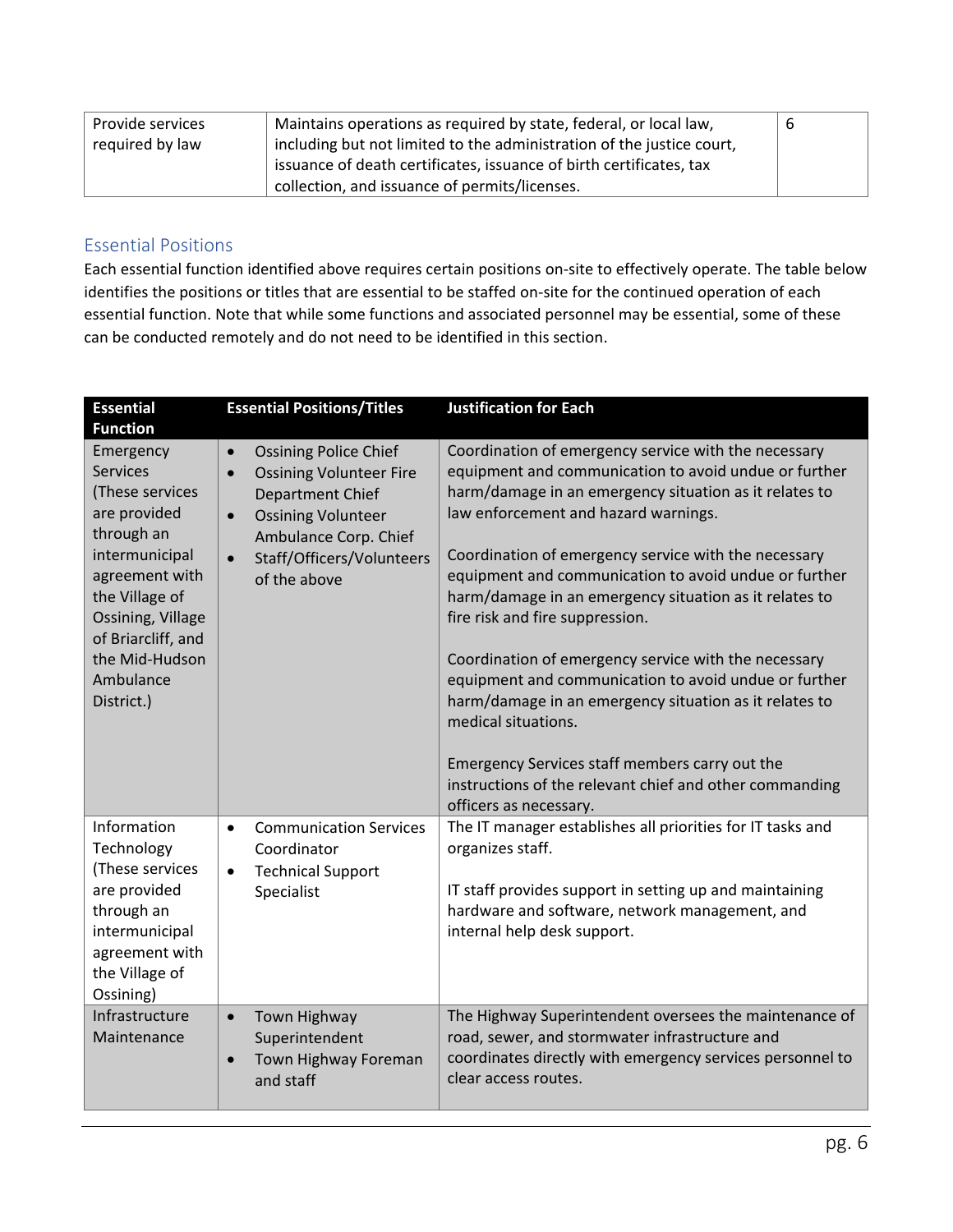| Provide services required by law | Maintains operations as required by state, federal, or local law, including but not limited to the administration of the justice court, issuance of death certificates, issuance of birth certificates, tax collection, and issuance of permits/licenses. | 6 |
|---|---|---|

## Essential Positions

Each essential function identified above requires certain positions on-site to effectively operate. The table below identifies the positions or titles that are essential to be staffed on-site for the continued operation of each essential function. Note that while some functions and associated personnel may be essential, some of these can be conducted remotely and do not need to be identified in this section.

| Essential Function | Essential Positions/Titles | Justification for Each |
|---|---|---|
| Emergency Services (These services are provided through an intermunicipal agreement with the Village of Ossining, Village of Briarcliff, and the Mid-Hudson Ambulance District.) | • Ossining Police Chief<br>• Ossining Volunteer Fire Department Chief<br>• Ossining Volunteer Ambulance Corp. Chief<br>• Staff/Officers/Volunteers of the above | Coordination of emergency service with the necessary equipment and communication to avoid undue or further harm/damage in an emergency situation as it relates to law enforcement and hazard warnings.<br><br>Coordination of emergency service with the necessary equipment and communication to avoid undue or further harm/damage in an emergency situation as it relates to fire risk and fire suppression.<br><br>Coordination of emergency service with the necessary equipment and communication to avoid undue or further harm/damage in an emergency situation as it relates to medical situations.<br><br>Emergency Services staff members carry out the instructions of the relevant chief and other commanding officers as necessary. |
| Information Technology (These services are provided through an intermunicipal agreement with the Village of Ossining) | • Communication Services Coordinator<br>• Technical Support Specialist | The IT manager establishes all priorities for IT tasks and organizes staff.<br><br>IT staff provides support in setting up and maintaining hardware and software, network management, and internal help desk support. |
| Infrastructure Maintenance | • Town Highway Superintendent<br>• Town Highway Foreman and staff | The Highway Superintendent oversees the maintenance of road, sewer, and stormwater infrastructure and coordinates directly with emergency services personnel to clear access routes. |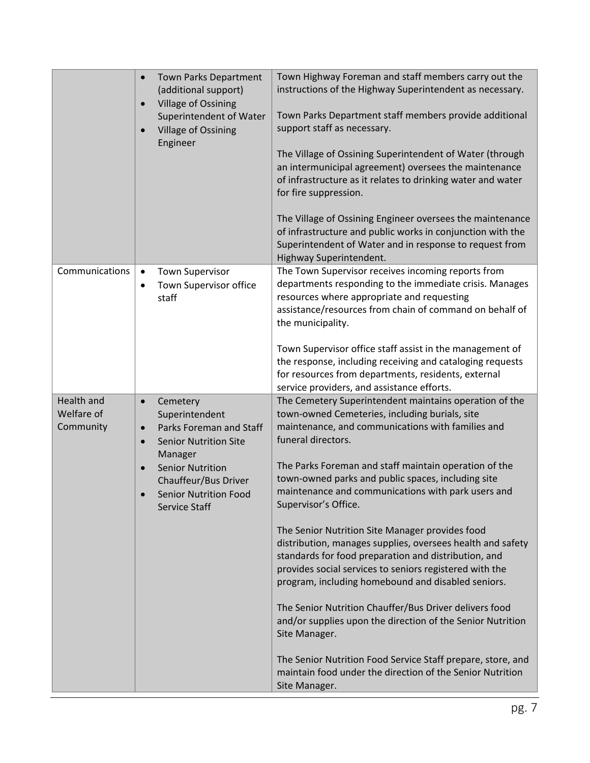| | | |
|---|---|---|
| | • Town Parks Department (additional support)<br>• Village of Ossining Superintendent of Water<br>• Village of Ossining Engineer | Town Highway Foreman and staff members carry out the instructions of the Highway Superintendent as necessary.<br><br>Town Parks Department staff members provide additional support staff as necessary.<br><br>The Village of Ossining Superintendent of Water (through an intermunicipal agreement) oversees the maintenance of infrastructure as it relates to drinking water and water for fire suppression.<br><br>The Village of Ossining Engineer oversees the maintenance of infrastructure and public works in conjunction with the Superintendent of Water and in response to request from Highway Superintendent. |
| Communications | • Town Supervisor<br>• Town Supervisor office staff | The Town Supervisor receives incoming reports from departments responding to the immediate crisis. Manages resources where appropriate and requesting assistance/resources from chain of command on behalf of the municipality.<br><br>Town Supervisor office staff assist in the management of the response, including receiving and cataloging requests for resources from departments, residents, external service providers, and assistance efforts. |
| Health and Welfare of Community | • Cemetery Superintendent<br>• Parks Foreman and Staff<br>• Senior Nutrition Site Manager<br>• Senior Nutrition Chauffeur/Bus Driver<br>• Senior Nutrition Food Service Staff | The Cemetery Superintendent maintains operation of the town-owned Cemeteries, including burials, site maintenance, and communications with families and funeral directors.<br><br>The Parks Foreman and staff maintain operation of the town-owned parks and public spaces, including site maintenance and communications with park users and Supervisor's Office.<br><br>The Senior Nutrition Site Manager provides food distribution, manages supplies, oversees health and safety standards for food preparation and distribution, and provides social services to seniors registered with the program, including homebound and disabled seniors.<br><br>The Senior Nutrition Chauffer/Bus Driver delivers food and/or supplies upon the direction of the Senior Nutrition Site Manager.<br><br>The Senior Nutrition Food Service Staff prepare, store, and maintain food under the direction of the Senior Nutrition Site Manager. |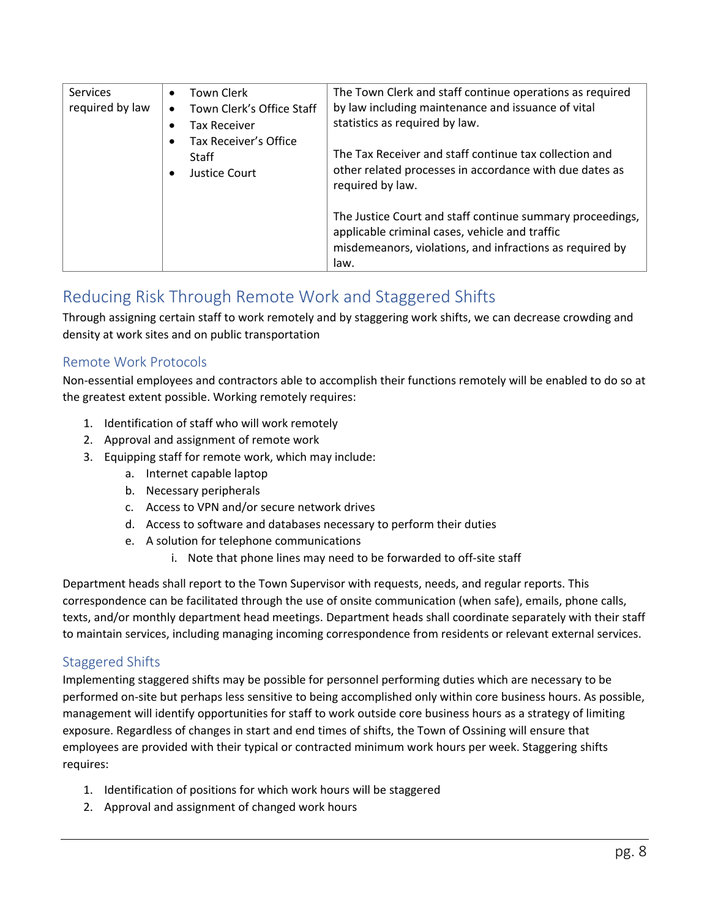| Services required by law | • Town Clerk<br>• Town Clerk's Office Staff<br>• Tax Receiver<br>• Tax Receiver's Office Staff<br>• Justice Court | The Town Clerk and staff continue operations as required by law including maintenance and issuance of vital statistics as required by law.<br><br>The Tax Receiver and staff continue tax collection and other related processes in accordance with due dates as required by law.<br><br>The Justice Court and staff continue summary proceedings, applicable criminal cases, vehicle and traffic misdemeanors, violations, and infractions as required by law. |
|---|---|---|

## Reducing Risk Through Remote Work and Staggered Shifts

Through assigning certain staff to work remotely and by staggering work shifts, we can decrease crowding and density at work sites and on public transportation

### Remote Work Protocols

Non-essential employees and contractors able to accomplish their functions remotely will be enabled to do so at the greatest extent possible. Working remotely requires:

1. Identification of staff who will work remotely
2. Approval and assignment of remote work
3. Equipping staff for remote work, which may include:
   a. Internet capable laptop
   b. Necessary peripherals
   c. Access to VPN and/or secure network drives
   d. Access to software and databases necessary to perform their duties
   e. A solution for telephone communications
      i. Note that phone lines may need to be forwarded to off-site staff

Department heads shall report to the Town Supervisor with requests, needs, and regular reports. This correspondence can be facilitated through the use of onsite communication (when safe), emails, phone calls, texts, and/or monthly department head meetings. Department heads shall coordinate separately with their staff to maintain services, including managing incoming correspondence from residents or relevant external services.

### Staggered Shifts

Implementing staggered shifts may be possible for personnel performing duties which are necessary to be performed on-site but perhaps less sensitive to being accomplished only within core business hours. As possible, management will identify opportunities for staff to work outside core business hours as a strategy of limiting exposure. Regardless of changes in start and end times of shifts, the Town of Ossining will ensure that employees are provided with their typical or contracted minimum work hours per week. Staggering shifts requires:

1. Identification of positions for which work hours will be staggered
2. Approval and assignment of changed work hours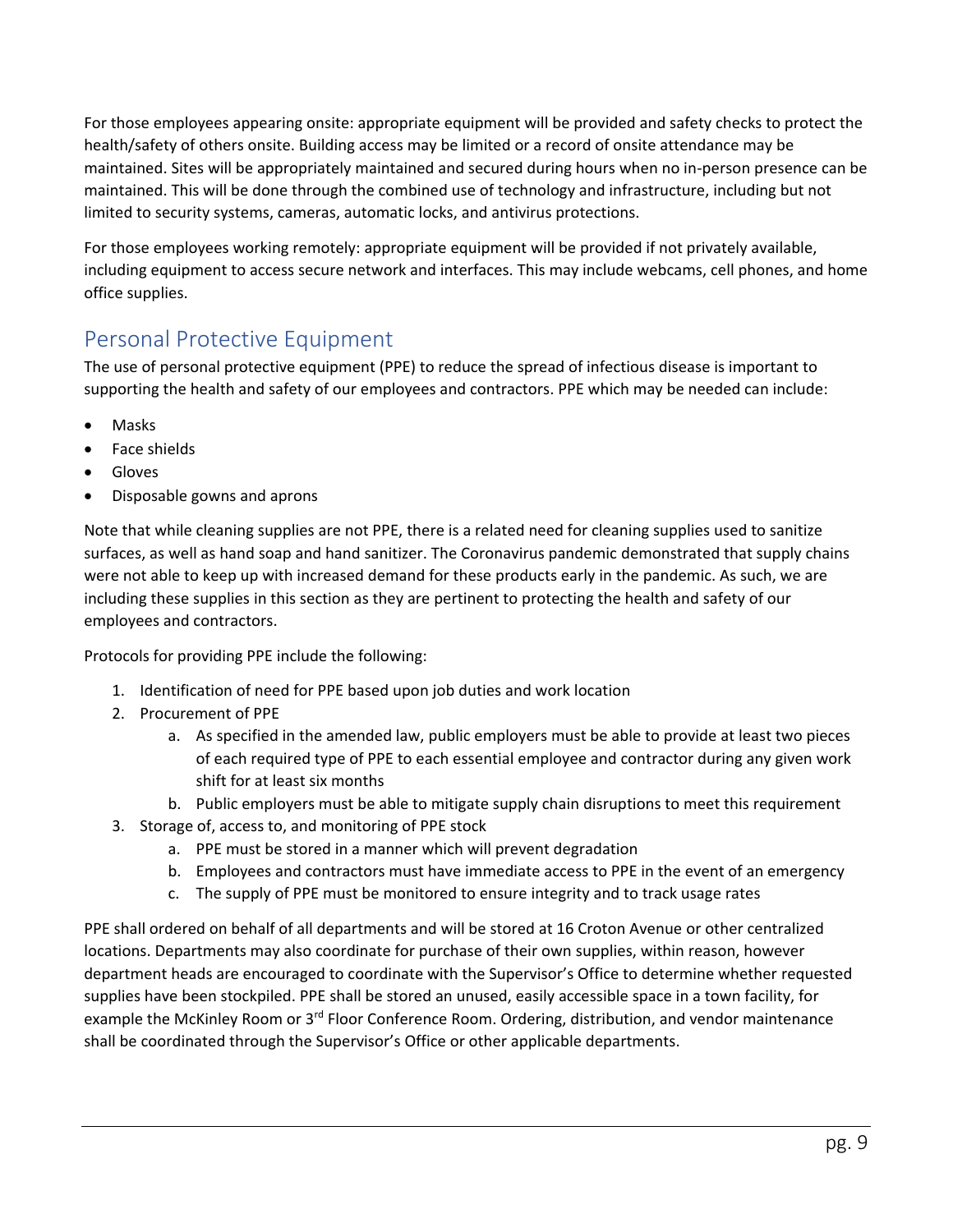For those employees appearing onsite: appropriate equipment will be provided and safety checks to protect the health/safety of others onsite. Building access may be limited or a record of onsite attendance may be maintained. Sites will be appropriately maintained and secured during hours when no in-person presence can be maintained. This will be done through the combined use of technology and infrastructure, including but not limited to security systems, cameras, automatic locks, and antivirus protections.

For those employees working remotely: appropriate equipment will be provided if not privately available, including equipment to access secure network and interfaces. This may include webcams, cell phones, and home office supplies.

## Personal Protective Equipment

The use of personal protective equipment (PPE) to reduce the spread of infectious disease is important to supporting the health and safety of our employees and contractors. PPE which may be needed can include:

- Masks
- Face shields
- Gloves
- Disposable gowns and aprons

Note that while cleaning supplies are not PPE, there is a related need for cleaning supplies used to sanitize surfaces, as well as hand soap and hand sanitizer. The Coronavirus pandemic demonstrated that supply chains were not able to keep up with increased demand for these products early in the pandemic. As such, we are including these supplies in this section as they are pertinent to protecting the health and safety of our employees and contractors.

Protocols for providing PPE include the following:

1. Identification of need for PPE based upon job duties and work location
2. Procurement of PPE
   a. As specified in the amended law, public employers must be able to provide at least two pieces of each required type of PPE to each essential employee and contractor during any given work shift for at least six months
   b. Public employers must be able to mitigate supply chain disruptions to meet this requirement
3. Storage of, access to, and monitoring of PPE stock
   a. PPE must be stored in a manner which will prevent degradation
   b. Employees and contractors must have immediate access to PPE in the event of an emergency
   c. The supply of PPE must be monitored to ensure integrity and to track usage rates

PPE shall ordered on behalf of all departments and will be stored at 16 Croton Avenue or other centralized locations. Departments may also coordinate for purchase of their own supplies, within reason, however department heads are encouraged to coordinate with the Supervisor's Office to determine whether requested supplies have been stockpiled. PPE shall be stored an unused, easily accessible space in a town facility, for example the McKinley Room or 3rd Floor Conference Room. Ordering, distribution, and vendor maintenance shall be coordinated through the Supervisor's Office or other applicable departments.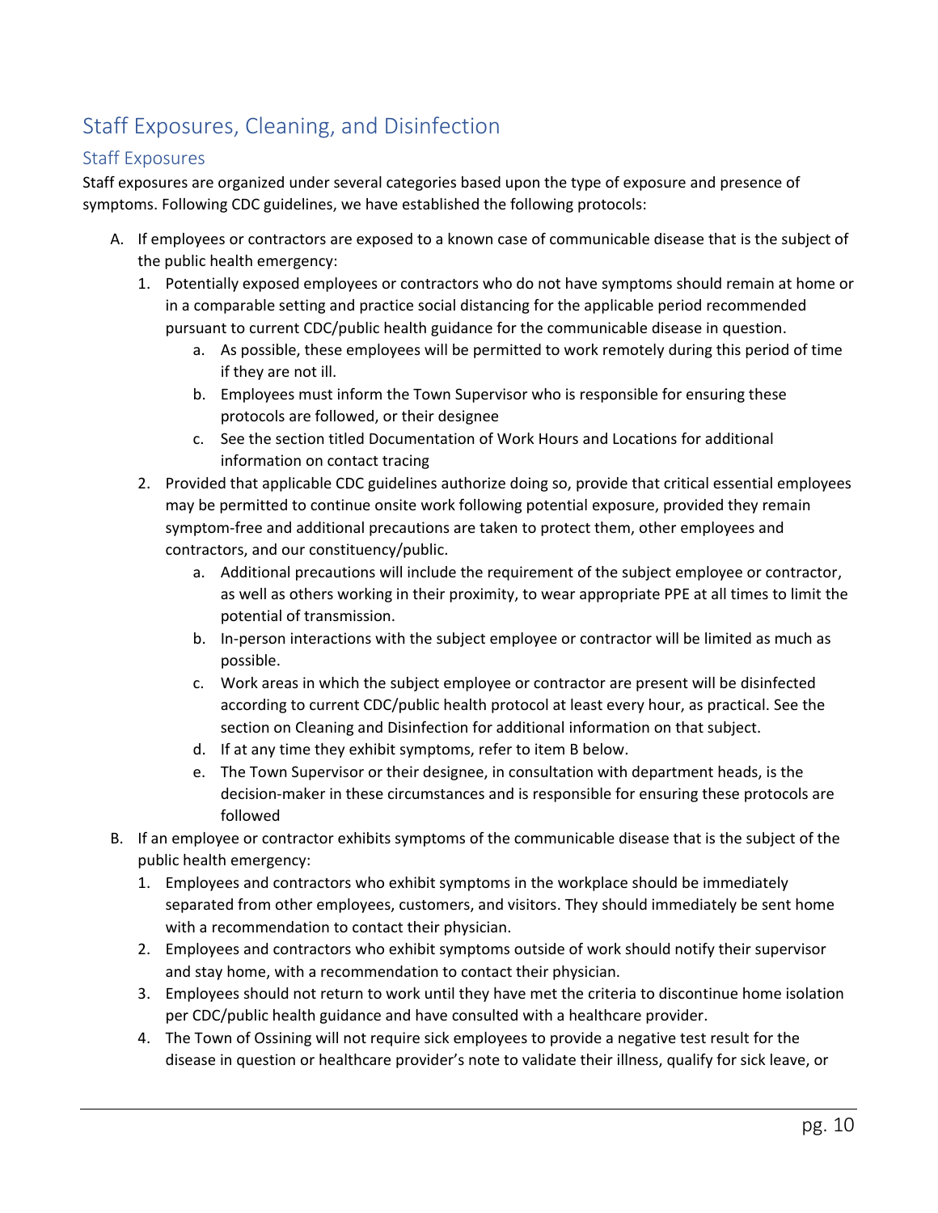## Staff Exposures, Cleaning, and Disinfection

### Staff Exposures

Staff exposures are organized under several categories based upon the type of exposure and presence of symptoms. Following CDC guidelines, we have established the following protocols:

A. If employees or contractors are exposed to a known case of communicable disease that is the subject of the public health emergency:
   1. Potentially exposed employees or contractors who do not have symptoms should remain at home or in a comparable setting and practice social distancing for the applicable period recommended pursuant to current CDC/public health guidance for the communicable disease in question.
      a. As possible, these employees will be permitted to work remotely during this period of time if they are not ill.
      b. Employees must inform the Town Supervisor who is responsible for ensuring these protocols are followed, or their designee
      c. See the section titled Documentation of Work Hours and Locations for additional information on contact tracing
   2. Provided that applicable CDC guidelines authorize doing so, provide that critical essential employees may be permitted to continue onsite work following potential exposure, provided they remain symptom-free and additional precautions are taken to protect them, other employees and contractors, and our constituency/public.
      a. Additional precautions will include the requirement of the subject employee or contractor, as well as others working in their proximity, to wear appropriate PPE at all times to limit the potential of transmission.
      b. In-person interactions with the subject employee or contractor will be limited as much as possible.
      c. Work areas in which the subject employee or contractor are present will be disinfected according to current CDC/public health protocol at least every hour, as practical. See the section on Cleaning and Disinfection for additional information on that subject.
      d. If at any time they exhibit symptoms, refer to item B below.
      e. The Town Supervisor or their designee, in consultation with department heads, is the decision-maker in these circumstances and is responsible for ensuring these protocols are followed

B. If an employee or contractor exhibits symptoms of the communicable disease that is the subject of the public health emergency:
   1. Employees and contractors who exhibit symptoms in the workplace should be immediately separated from other employees, customers, and visitors. They should immediately be sent home with a recommendation to contact their physician.
   2. Employees and contractors who exhibit symptoms outside of work should notify their supervisor and stay home, with a recommendation to contact their physician.
   3. Employees should not return to work until they have met the criteria to discontinue home isolation per CDC/public health guidance and have consulted with a healthcare provider.
   4. The Town of Ossining will not require sick employees to provide a negative test result for the disease in question or healthcare provider's note to validate their illness, qualify for sick leave, or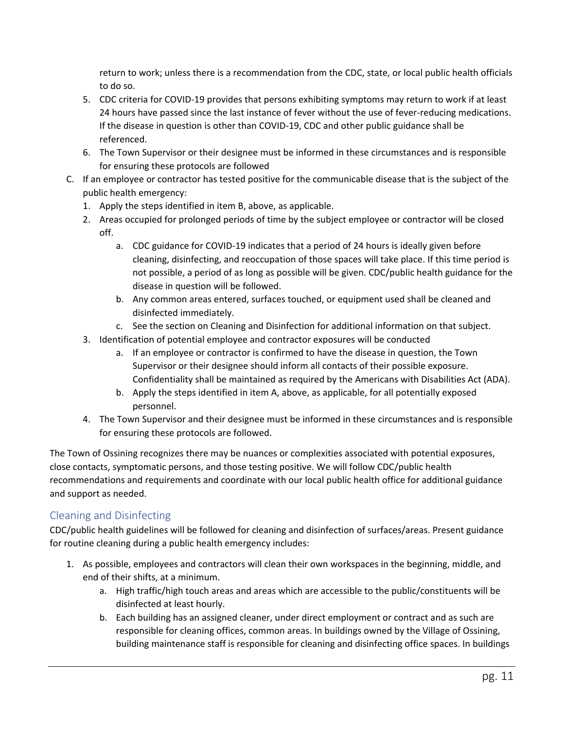return to work; unless there is a recommendation from the CDC, state, or local public health officials to do so.

5. CDC criteria for COVID-19 provides that persons exhibiting symptoms may return to work if at least 24 hours have passed since the last instance of fever without the use of fever-reducing medications. If the disease in question is other than COVID-19, CDC and other public guidance shall be referenced.
6. The Town Supervisor or their designee must be informed in these circumstances and is responsible for ensuring these protocols are followed

C. If an employee or contractor has tested positive for the communicable disease that is the subject of the public health emergency:
   1. Apply the steps identified in item B, above, as applicable.
   2. Areas occupied for prolonged periods of time by the subject employee or contractor will be closed off.
      a. CDC guidance for COVID-19 indicates that a period of 24 hours is ideally given before cleaning, disinfecting, and reoccupation of those spaces will take place. If this time period is not possible, a period of as long as possible will be given. CDC/public health guidance for the disease in question will be followed.
      b. Any common areas entered, surfaces touched, or equipment used shall be cleaned and disinfected immediately.
      c. See the section on Cleaning and Disinfection for additional information on that subject.
   3. Identification of potential employee and contractor exposures will be conducted
      a. If an employee or contractor is confirmed to have the disease in question, the Town Supervisor or their designee should inform all contacts of their possible exposure. Confidentiality shall be maintained as required by the Americans with Disabilities Act (ADA).
      b. Apply the steps identified in item A, above, as applicable, for all potentially exposed personnel.
   4. The Town Supervisor and their designee must be informed in these circumstances and is responsible for ensuring these protocols are followed.

The Town of Ossining recognizes there may be nuances or complexities associated with potential exposures, close contacts, symptomatic persons, and those testing positive. We will follow CDC/public health recommendations and requirements and coordinate with our local public health office for additional guidance and support as needed.

## Cleaning and Disinfecting

CDC/public health guidelines will be followed for cleaning and disinfection of surfaces/areas. Present guidance for routine cleaning during a public health emergency includes:

1. As possible, employees and contractors will clean their own workspaces in the beginning, middle, and end of their shifts, at a minimum.
   a. High traffic/high touch areas and areas which are accessible to the public/constituents will be disinfected at least hourly.
   b. Each building has an assigned cleaner, under direct employment or contract and as such are responsible for cleaning offices, common areas. In buildings owned by the Village of Ossining, building maintenance staff is responsible for cleaning and disinfecting office spaces. In buildings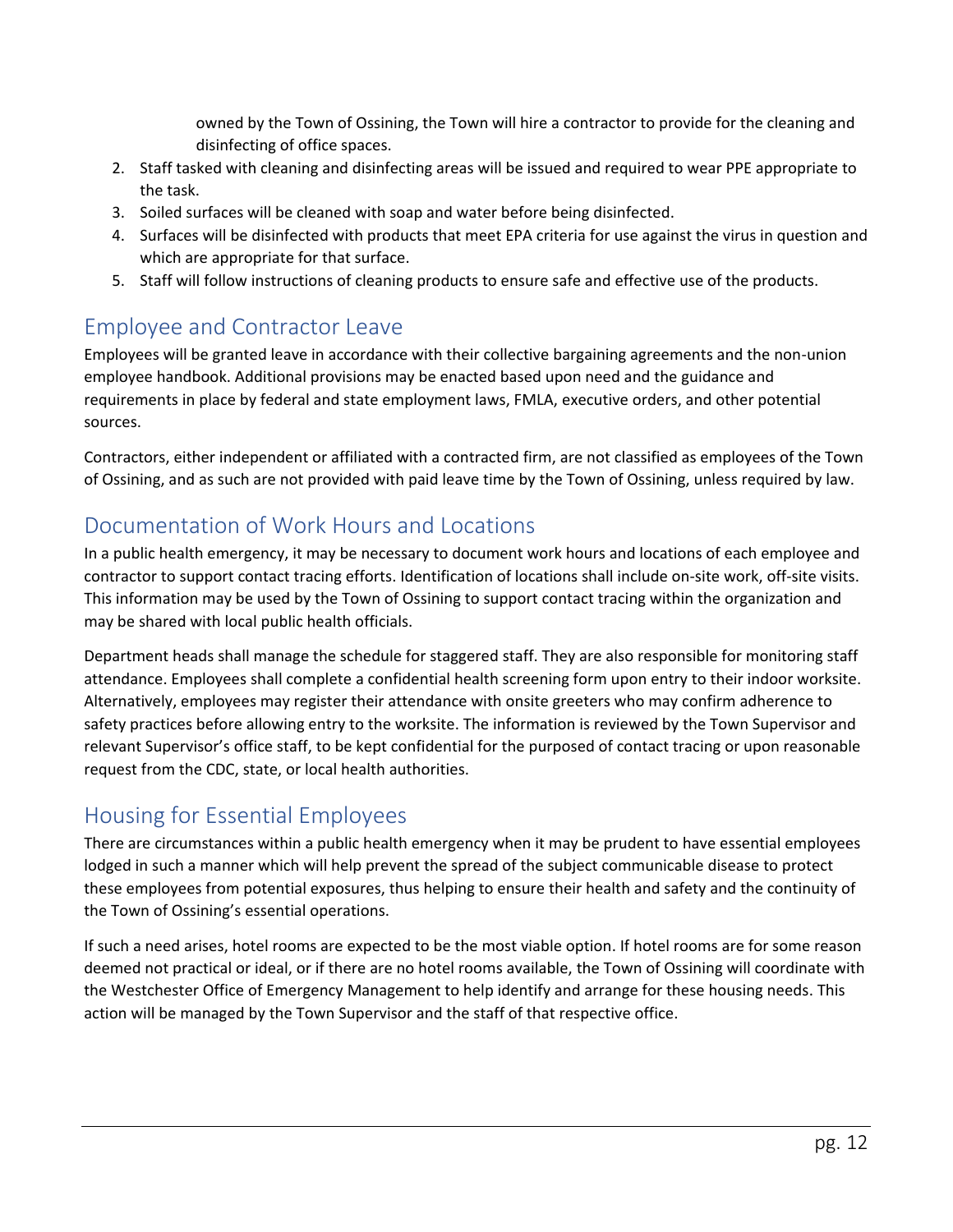owned by the Town of Ossining, the Town will hire a contractor to provide for the cleaning and disinfecting of office spaces.

2. Staff tasked with cleaning and disinfecting areas will be issued and required to wear PPE appropriate to the task.
3. Soiled surfaces will be cleaned with soap and water before being disinfected.
4. Surfaces will be disinfected with products that meet EPA criteria for use against the virus in question and which are appropriate for that surface.
5. Staff will follow instructions of cleaning products to ensure safe and effective use of the products.

## Employee and Contractor Leave

Employees will be granted leave in accordance with their collective bargaining agreements and the non-union employee handbook. Additional provisions may be enacted based upon need and the guidance and requirements in place by federal and state employment laws, FMLA, executive orders, and other potential sources.

Contractors, either independent or affiliated with a contracted firm, are not classified as employees of the Town of Ossining, and as such are not provided with paid leave time by the Town of Ossining, unless required by law.

## Documentation of Work Hours and Locations

In a public health emergency, it may be necessary to document work hours and locations of each employee and contractor to support contact tracing efforts. Identification of locations shall include on-site work, off-site visits. This information may be used by the Town of Ossining to support contact tracing within the organization and may be shared with local public health officials.

Department heads shall manage the schedule for staggered staff. They are also responsible for monitoring staff attendance. Employees shall complete a confidential health screening form upon entry to their indoor worksite. Alternatively, employees may register their attendance with onsite greeters who may confirm adherence to safety practices before allowing entry to the worksite. The information is reviewed by the Town Supervisor and relevant Supervisor's office staff, to be kept confidential for the purposed of contact tracing or upon reasonable request from the CDC, state, or local health authorities.

## Housing for Essential Employees

There are circumstances within a public health emergency when it may be prudent to have essential employees lodged in such a manner which will help prevent the spread of the subject communicable disease to protect these employees from potential exposures, thus helping to ensure their health and safety and the continuity of the Town of Ossining's essential operations.

If such a need arises, hotel rooms are expected to be the most viable option. If hotel rooms are for some reason deemed not practical or ideal, or if there are no hotel rooms available, the Town of Ossining will coordinate with the Westchester Office of Emergency Management to help identify and arrange for these housing needs. This action will be managed by the Town Supervisor and the staff of that respective office.